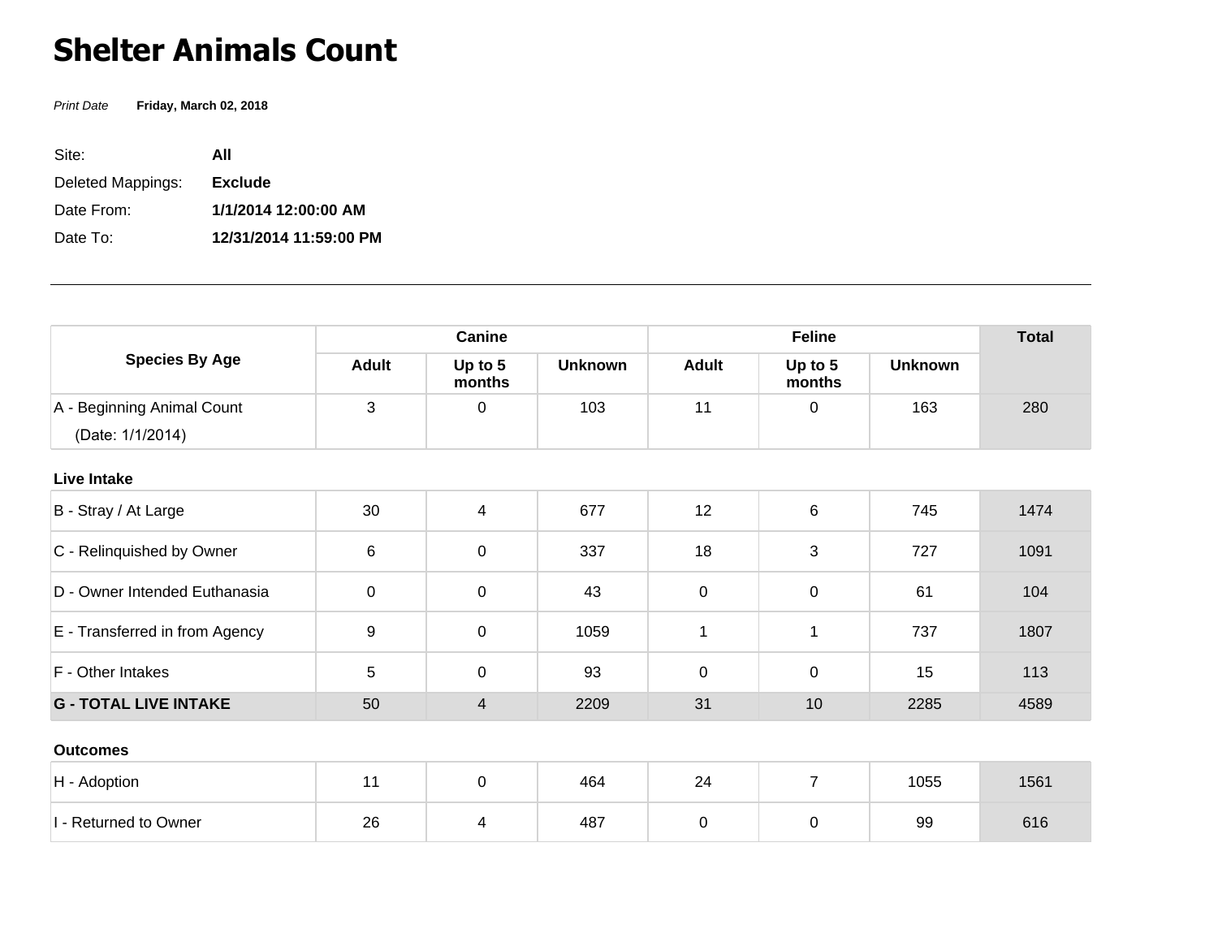# Shelter Animals Count

*Print Date* **Friday, March 02, 2018**

Site: **All**

Deleted Mappings: **Exclude**

Date From: **1/1/2014 12:00:00 AM**

Date To: **12/31/2014 11:59:00 PM**

---

| Species By Age | Canine | | | Feline | | | Total |
|---|---|---|---|---|---|---|---|
| | Adult | Up to 5 months | Unknown | Adult | Up to 5 months | Unknown | |
| A - Beginning Animal Count (Date: 1/1/2014) | 3 | 0 | 103 | 11 | 0 | 163 | 280 |
| **Live Intake** | | | | | | | |
| B - Stray / At Large | 30 | 4 | 677 | 12 | 6 | 745 | 1474 |
| C - Relinquished by Owner | 6 | 0 | 337 | 18 | 3 | 727 | 1091 |
| D - Owner Intended Euthanasia | 0 | 0 | 43 | 0 | 0 | 61 | 104 |
| E - Transferred in from Agency | 9 | 0 | 1059 | 1 | 1 | 737 | 1807 |
| F - Other Intakes | 5 | 0 | 93 | 0 | 0 | 15 | 113 |
| **G - TOTAL LIVE INTAKE** | 50 | 4 | 2209 | 31 | 10 | 2285 | 4589 |
| **Outcomes** | | | | | | | |
| H - Adoption | 11 | 0 | 464 | 24 | 7 | 1055 | 1561 |
| I - Returned to Owner | 26 | 4 | 487 | 0 | 0 | 99 | 616 |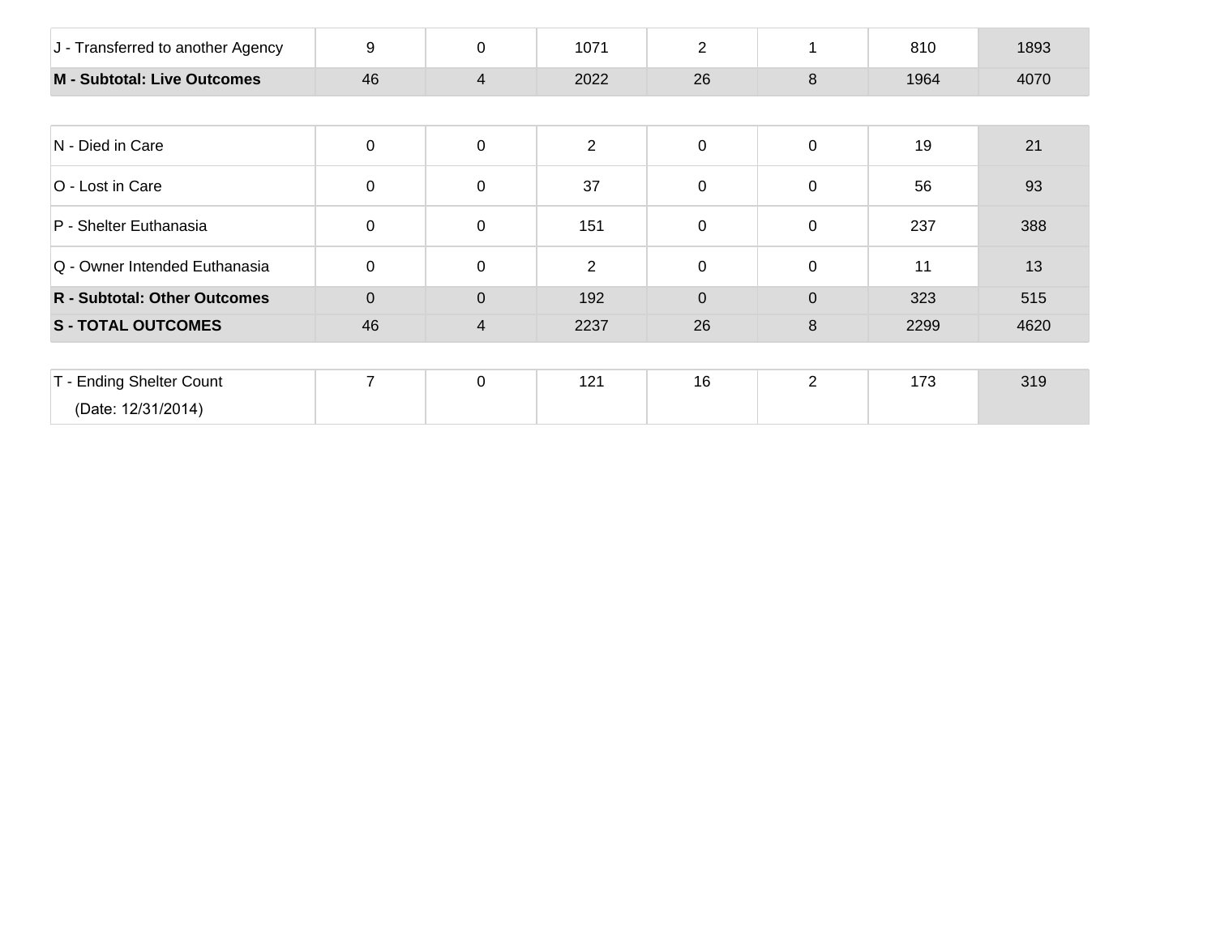| | | | | | | | |
|---|---|---|---|---|---|---|---|
| J - Transferred to another Agency | 9 | 0 | 1071 | 2 | 1 | 810 | 1893 |
| **M - Subtotal: Live Outcomes** | 46 | 4 | 2022 | 26 | 8 | 1964 | 4070 |

| | | | | | | | |
|---|---|---|---|---|---|---|---|
| N - Died in Care | 0 | 0 | 2 | 0 | 0 | 19 | 21 |
| O - Lost in Care | 0 | 0 | 37 | 0 | 0 | 56 | 93 |
| P - Shelter Euthanasia | 0 | 0 | 151 | 0 | 0 | 237 | 388 |
| Q - Owner Intended Euthanasia | 0 | 0 | 2 | 0 | 0 | 11 | 13 |
| **R - Subtotal: Other Outcomes** | 0 | 0 | 192 | 0 | 0 | 323 | 515 |
| **S - TOTAL OUTCOMES** | 46 | 4 | 2237 | 26 | 8 | 2299 | 4620 |

| | | | | | | | |
|---|---|---|---|---|---|---|---|
| T - Ending Shelter Count (Date: 12/31/2014) | 7 | 0 | 121 | 16 | 2 | 173 | 319 |